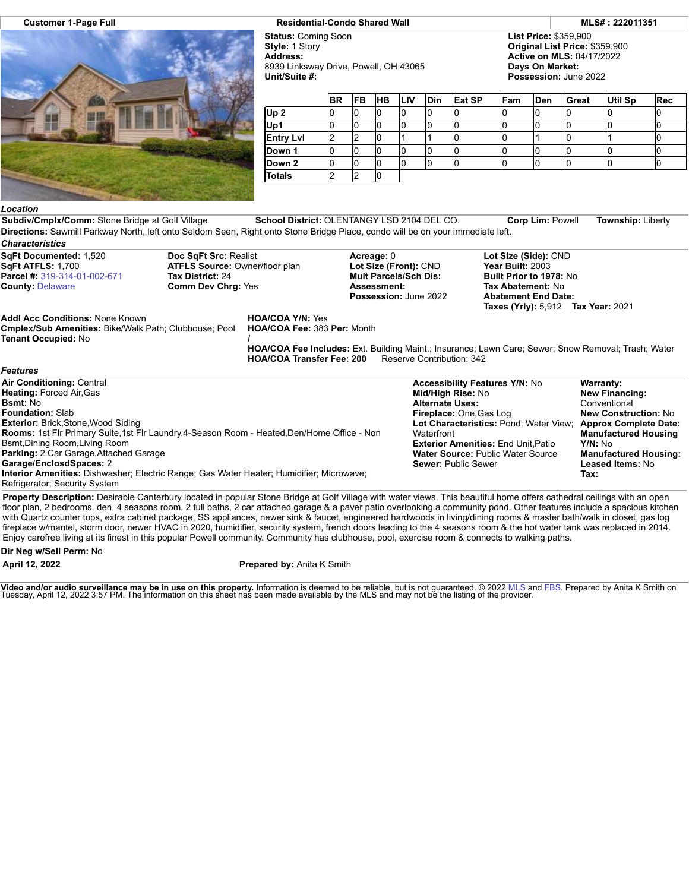**Customer 1-Page Full** | **Residential-Condo Shared Wall** | **MLS# : 222011351**

**Status:** Coming Soon
**Style:** 1 Story
**Address:**
8939 Linksway Drive, Powell, OH 43065
**Unit/Suite #:**

**List Price:** $359,900
**Original List Price:** $359,900
**Active on MLS:** 04/17/2022
**Days On Market:**
**Possession:** June 2022

| | BR | FB | HB | LIV | Din | Eat SP | Fam | Den | Great | Util Sp | Rec |
|---|---|---|---|---|---|---|---|---|---|---|---|
| Up 2 | 0 | 0 | 0 | 0 | 0 | 0 | 0 | 0 | 0 | 0 | 0 |
| Up1 | 0 | 0 | 0 | 0 | 0 | 0 | 0 | 0 | 0 | 0 | 0 |
| Entry Lvl | 2 | 2 | 0 | 1 | 1 | 0 | 0 | 1 | 0 | 1 | 0 |
| Down 1 | 0 | 0 | 0 | 0 | 0 | 0 | 0 | 0 | 0 | 0 | 0 |
| Down 2 | 0 | 0 | 0 | 0 | 0 | 0 | 0 | 0 | 0 | 0 | 0 |
| Totals | 2 | 2 | 0 | | | | | | | | |

### *Location*

**Subdiv/Cmplx/Comm:** Stone Bridge at Golf Village **School District:** OLENTANGY LSD 2104 DEL CO. **Corp Lim:** Powell **Township:** Liberty
**Directions:** Sawmill Parkway North, left onto Seldom Seen, Right onto Stone Bridge Place, condo will be on your immediate left.

### *Characteristics*

**SqFt Documented:** 1,520
**SqFt ATFLS:** 1,700
**Parcel #:** 319-314-01-002-671
**County:** Delaware

**Doc SqFt Src:** Realist
**ATFLS Source:** Owner/floor plan
**Tax District:** 24
**Comm Dev Chrg:** Yes

**Acreage:** 0
**Lot Size (Front):** CND
**Mult Parcels/Sch Dis:**
**Assessment:**
**Possession:** June 2022

**Lot Size (Side):** CND
**Year Built:** 2003
**Built Prior to 1978:** No
**Tax Abatement:** No
**Abatement End Date:**
**Taxes (Yrly):** 5,912 **Tax Year:** 2021

**Addl Acc Conditions:** None Known
**Cmplex/Sub Amenities:** Bike/Walk Path; Clubhouse; Pool
**Tenant Occupied:** No

**HOA/COA Y/N:** Yes
**HOA/COA Fee:** 383 **Per:** Month
**/**
**HOA/COA Fee Includes:** Ext. Building Maint.; Insurance; Lawn Care; Sewer; Snow Removal; Trash; Water
**HOA/COA Transfer Fee: 200** Reserve Contribution: 342

### *Features*

**Air Conditioning:** Central
**Heating:** Forced Air,Gas
**Bsmt:** No
**Foundation:** Slab
**Exterior:** Brick,Stone,Wood Siding
**Rooms:** 1st Flr Primary Suite,1st Flr Laundry,4-Season Room - Heated,Den/Home Office - Non Bsmt,Dining Room,Living Room
**Parking:** 2 Car Garage,Attached Garage
**Garage/EnclosdSpaces:** 2
**Interior Amenities:** Dishwasher; Electric Range; Gas Water Heater; Humidifier; Microwave; Refrigerator; Security System

**Accessibility Features Y/N:** No
**Mid/High Rise:** No
**Alternate Uses:**
**Fireplace:** One,Gas Log
**Lot Characteristics:** Pond; Water View; Waterfront
**Exterior Amenities:** End Unit,Patio
**Water Source:** Public Water Source
**Sewer:** Public Sewer

**Warranty:**
**New Financing:** Conventional
**New Construction:** No
**Approx Complete Date:**
**Manufactured Housing Y/N:** No
**Manufactured Housing:**
**Leased Items:** No
**Tax:**

**Property Description:** Desirable Canterbury located in popular Stone Bridge at Golf Village with water views. This beautiful home offers cathedral ceilings with an open floor plan, 2 bedrooms, den, 4 seasons room, 2 full baths, 2 car attached garage & a paver patio overlooking a community pond. Other features include a spacious kitchen with Quartz counter tops, extra cabinet package, SS appliances, newer sink & faucet, engineered hardwoods in living/dining rooms & master bath/walk in closet, gas log fireplace w/mantel, storm door, newer HVAC in 2020, humidifier, security system, french doors leading to the 4 seasons room & the hot water tank was replaced in 2014. Enjoy carefree living at its finest in this popular Powell community. Community has clubhouse, pool, exercise room & connects to walking paths.

**Dir Neg w/Sell Perm:** No

**April 12, 2022** **Prepared by:** Anita K Smith

**Video and/or audio surveillance may be in use on this property.** Information is deemed to be reliable, but is not guaranteed. © 2022 MLS and FBS. Prepared by Anita K Smith on Tuesday, April 12, 2022 3:57 PM. The information on this sheet has been made available by the MLS and may not be the listing of the provider.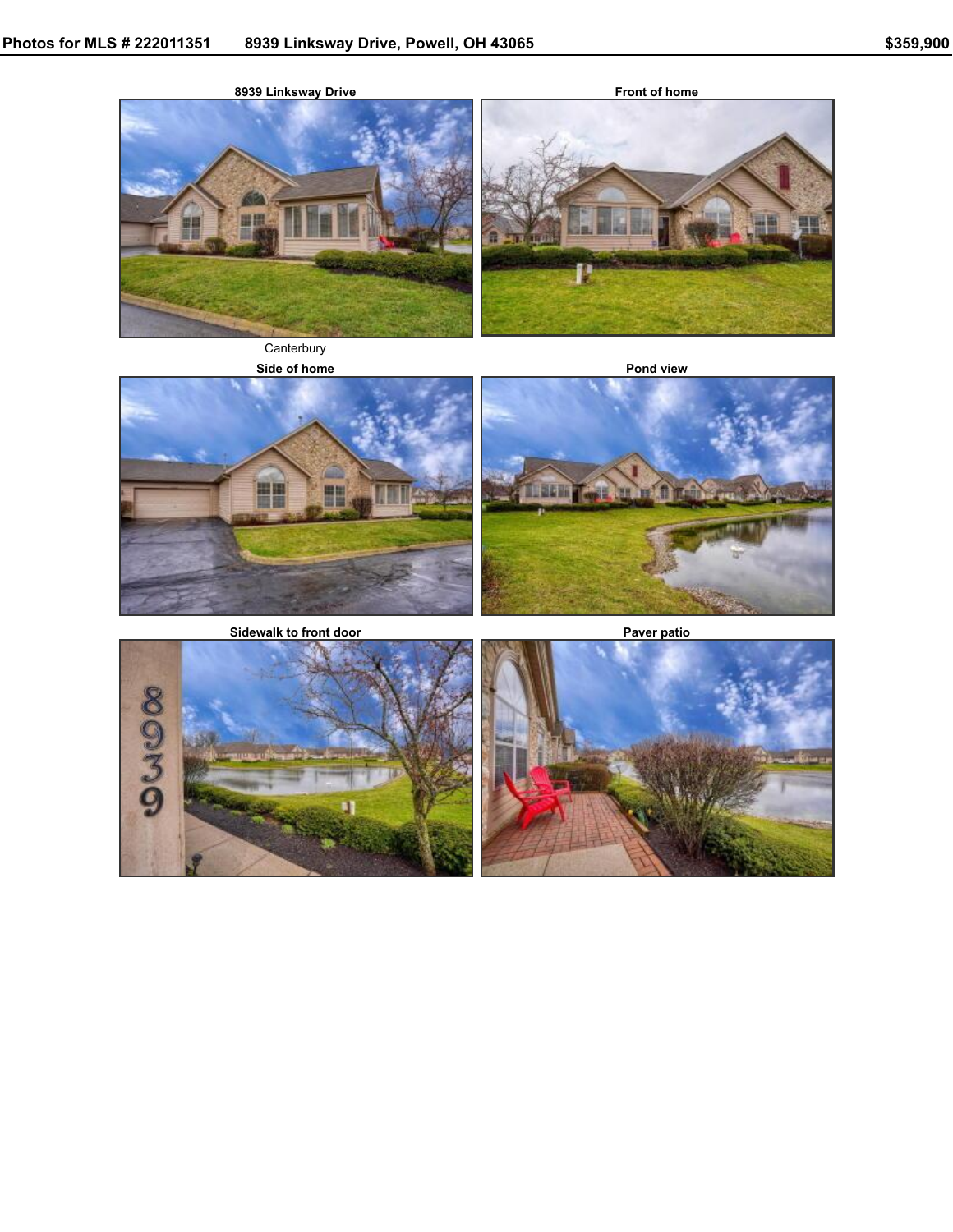Photos for MLS # 222011351 8939 Linksway Drive, Powell, OH 43065 $359,900

**8939 Linksway Drive**

Canterbury

**Front of home**

**Side of home**

**Pond view**

**Sidewalk to front door**

**Paver patio**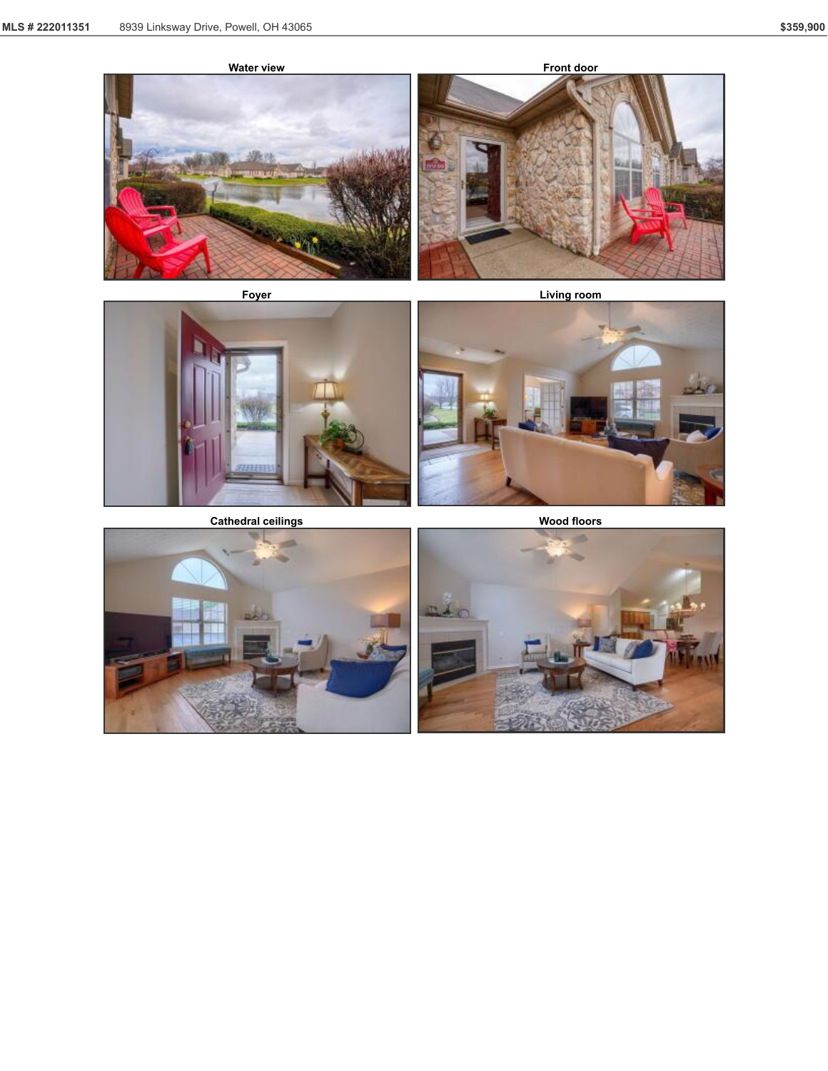Water view

Front door

Foyer

Living room

Cathedral ceilings

Wood floors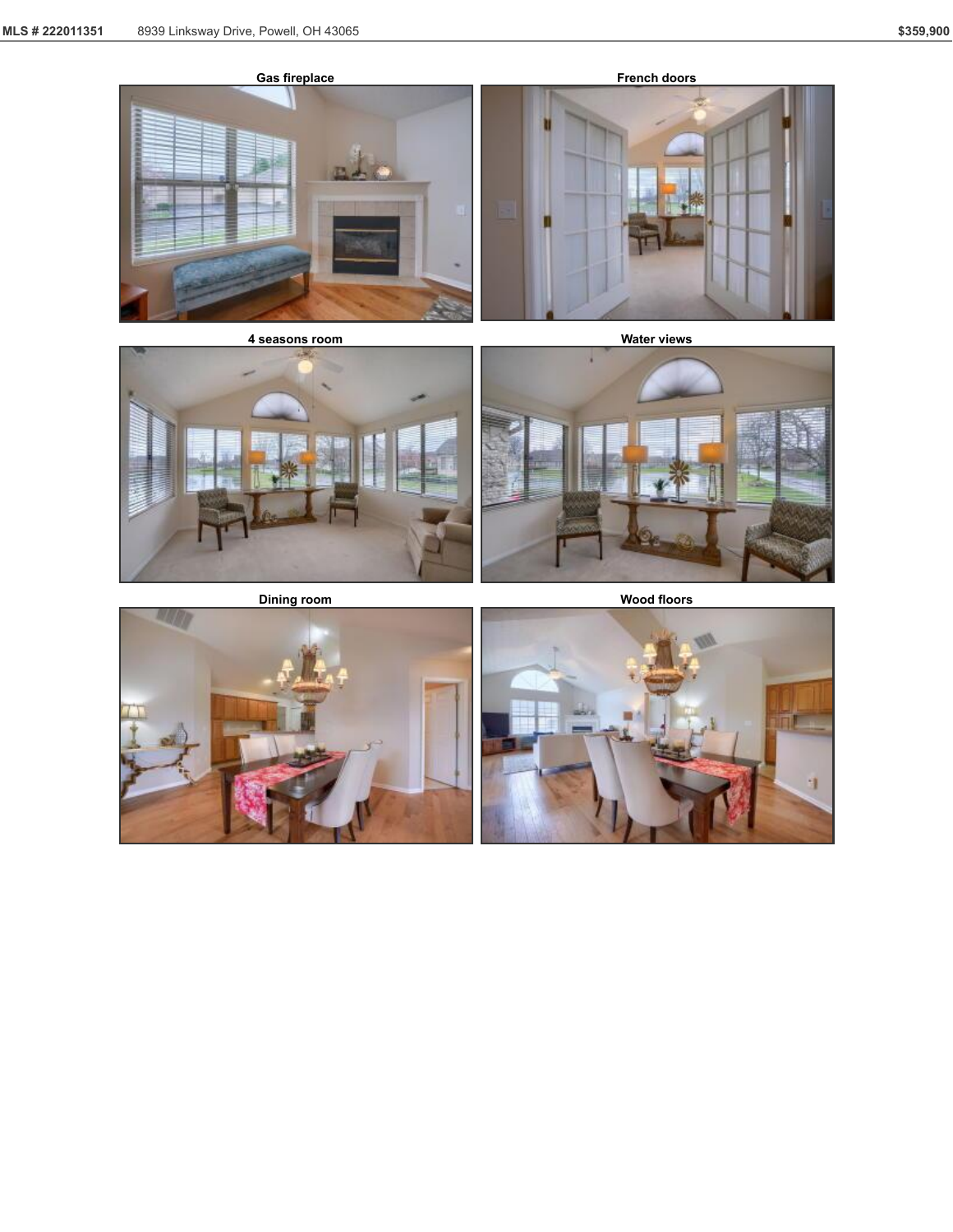Gas fireplace

French doors

4 seasons room

Water views

Dining room

Wood floors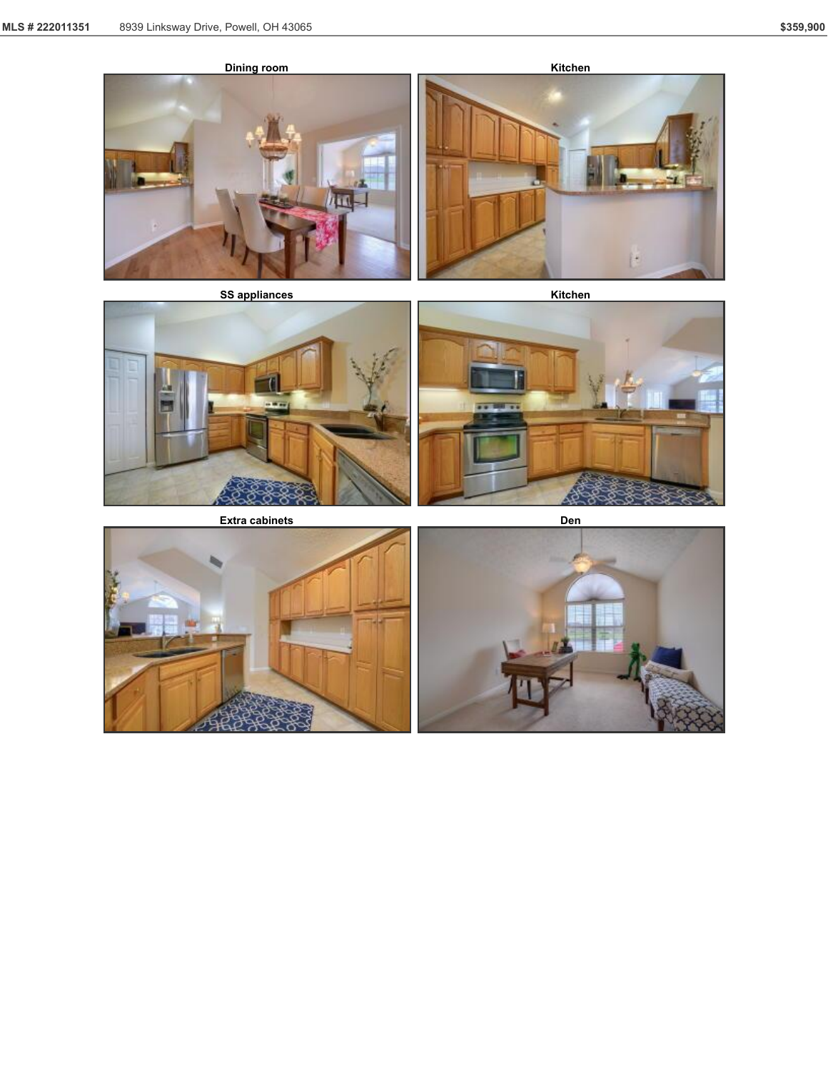Dining room

Kitchen

SS appliances

Kitchen

Extra cabinets

Den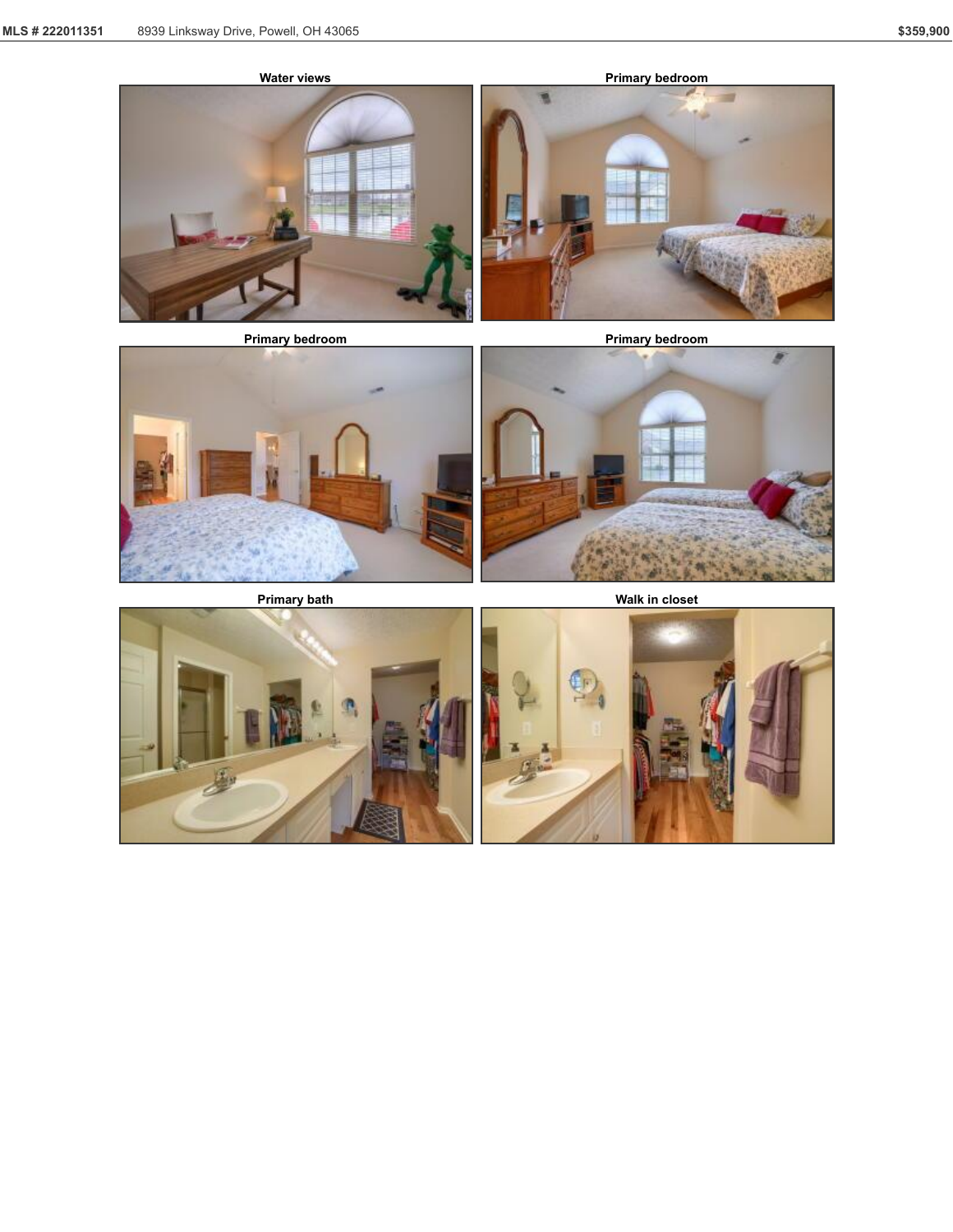Water views

Primary bedroom

Primary bedroom

Primary bedroom

Primary bath

Walk in closet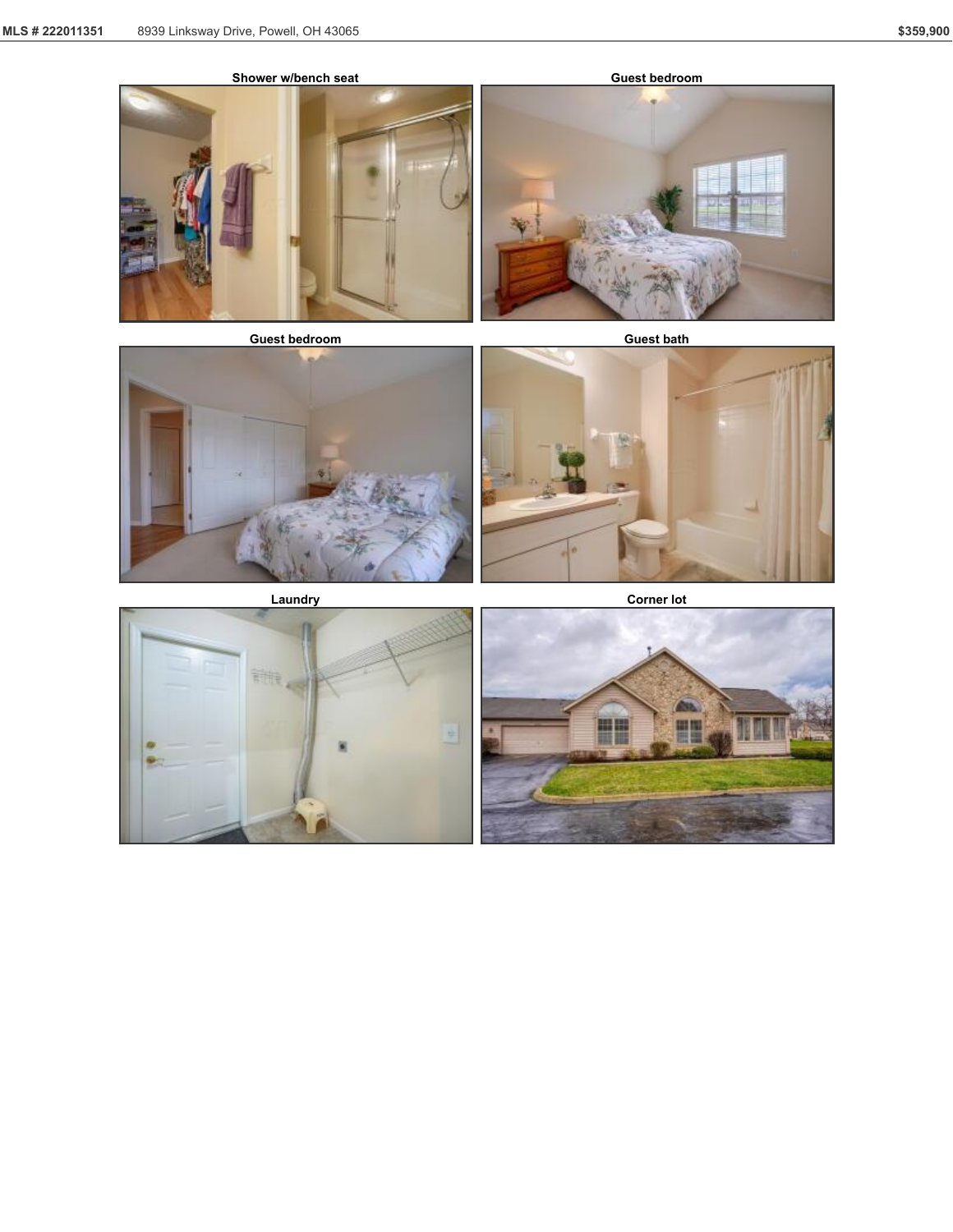Shower w/bench seat

Guest bedroom

Guest bedroom

Guest bath

Laundry

Corner lot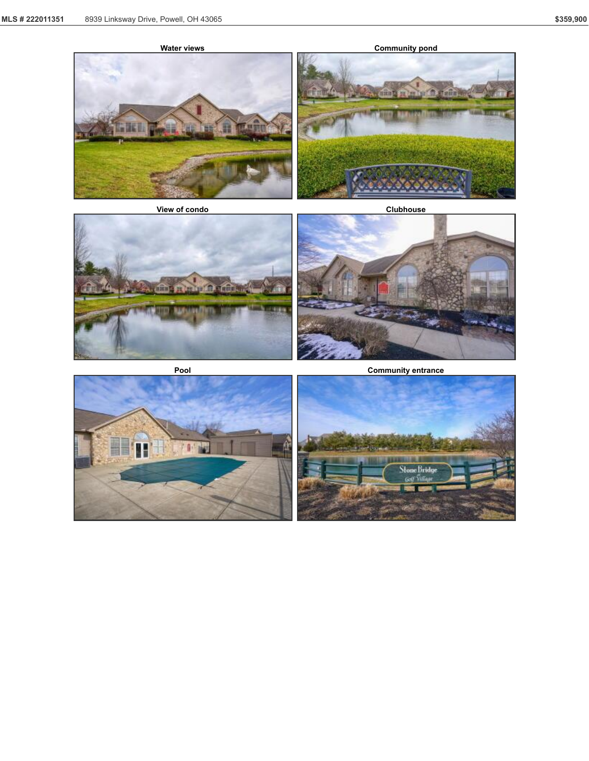Water views

Community pond

View of condo

Clubhouse

Pool

Community entrance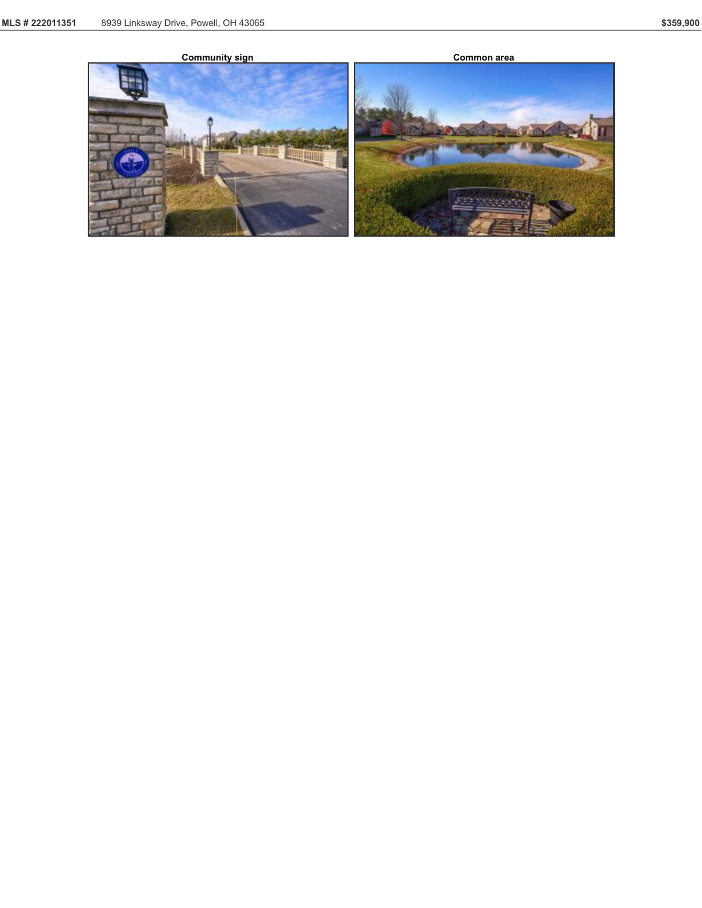Community sign

Common area